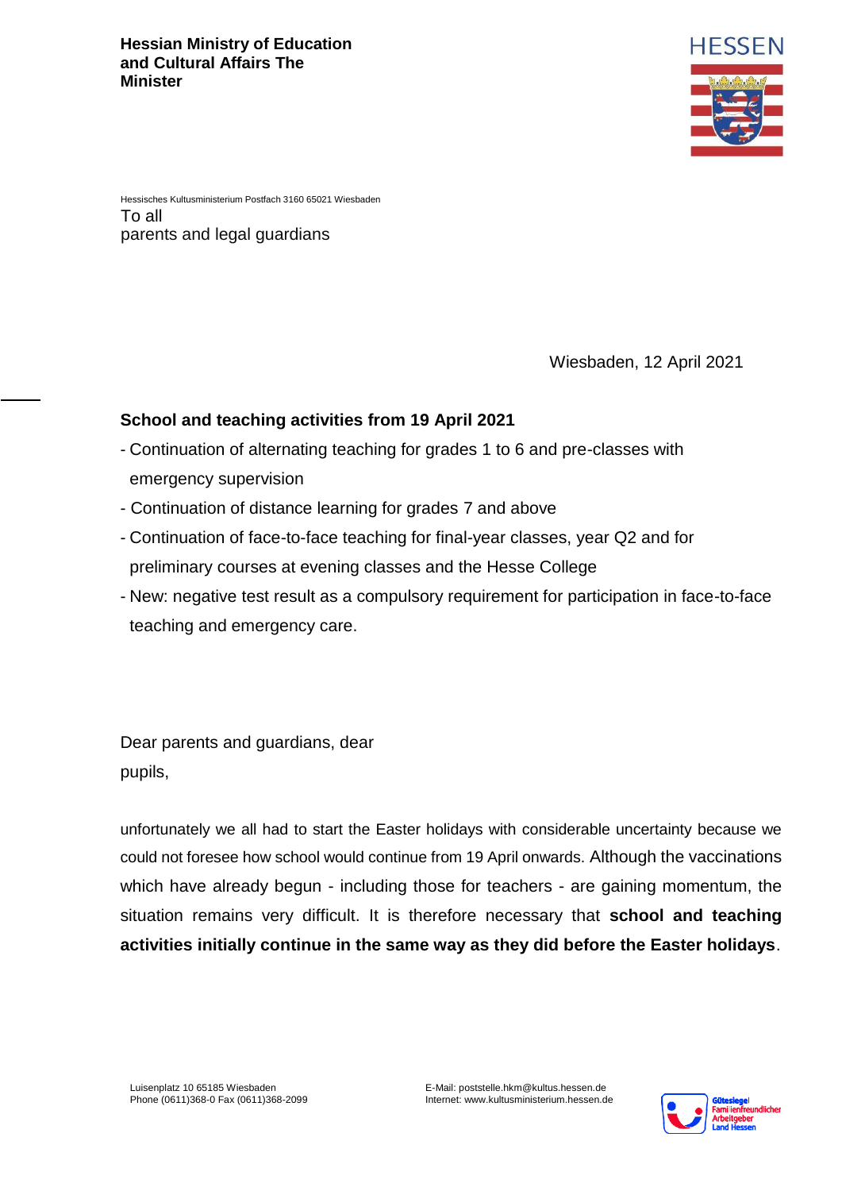**Hessian Ministry of Education and Cultural Affairs The Minister**

HESSEN

Hessisches Kultusministerium Postfach 3160 65021 Wiesbaden

To all
parents and legal guardians

Wiesbaden, 12 April 2021

**School and teaching activities from 19 April 2021**

- Continuation of alternating teaching for grades 1 to 6 and pre-classes with emergency supervision
- Continuation of distance learning for grades 7 and above
- Continuation of face-to-face teaching for final-year classes, year Q2 and for preliminary courses at evening classes and the Hesse College
- New: negative test result as a compulsory requirement for participation in face-to-face teaching and emergency care.

Dear parents and guardians, dear pupils,

unfortunately we all had to start the Easter holidays with considerable uncertainty because we could not foresee how school would continue from 19 April onwards. Although the vaccinations which have already begun - including those for teachers - are gaining momentum, the situation remains very difficult. It is therefore necessary that **school and teaching activities initially continue in the same way as they did before the Easter holidays**.

Luisenplatz 10 65185 Wiesbaden
Phone (0611)368-0 Fax (0611)368-2099

E-Mail: poststelle.hkm@kultus.hessen.de
Internet: www.kultusministerium.hessen.de

Gütesiegel Familienfreundlicher Arbeitgeber Land Hessen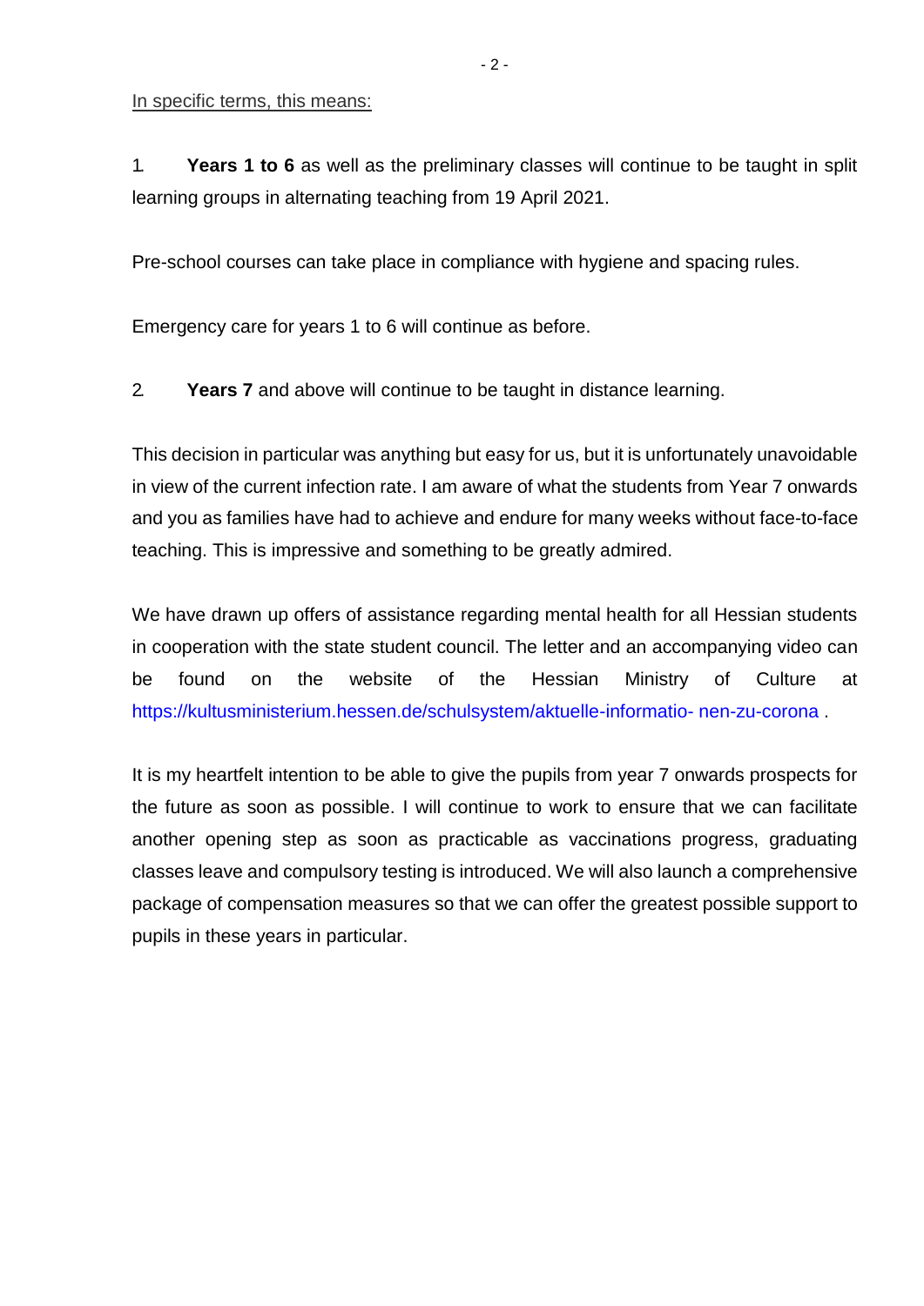In specific terms, this means:

1. **Years 1 to 6** as well as the preliminary classes will continue to be taught in split learning groups in alternating teaching from 19 April 2021.

Pre-school courses can take place in compliance with hygiene and spacing rules.

Emergency care for years 1 to 6 will continue as before.

2. **Years 7** and above will continue to be taught in distance learning.

This decision in particular was anything but easy for us, but it is unfortunately unavoidable in view of the current infection rate. I am aware of what the students from Year 7 onwards and you as families have had to achieve and endure for many weeks without face-to-face teaching. This is impressive and something to be greatly admired.

We have drawn up offers of assistance regarding mental health for all Hessian students in cooperation with the state student council. The letter and an accompanying video can be found on the website of the Hessian Ministry of Culture at https://kultusministerium.hessen.de/schulsystem/aktuelle-informatio- nen-zu-corona .

It is my heartfelt intention to be able to give the pupils from year 7 onwards prospects for the future as soon as possible. I will continue to work to ensure that we can facilitate another opening step as soon as practicable as vaccinations progress, graduating classes leave and compulsory testing is introduced. We will also launch a comprehensive package of compensation measures so that we can offer the greatest possible support to pupils in these years in particular.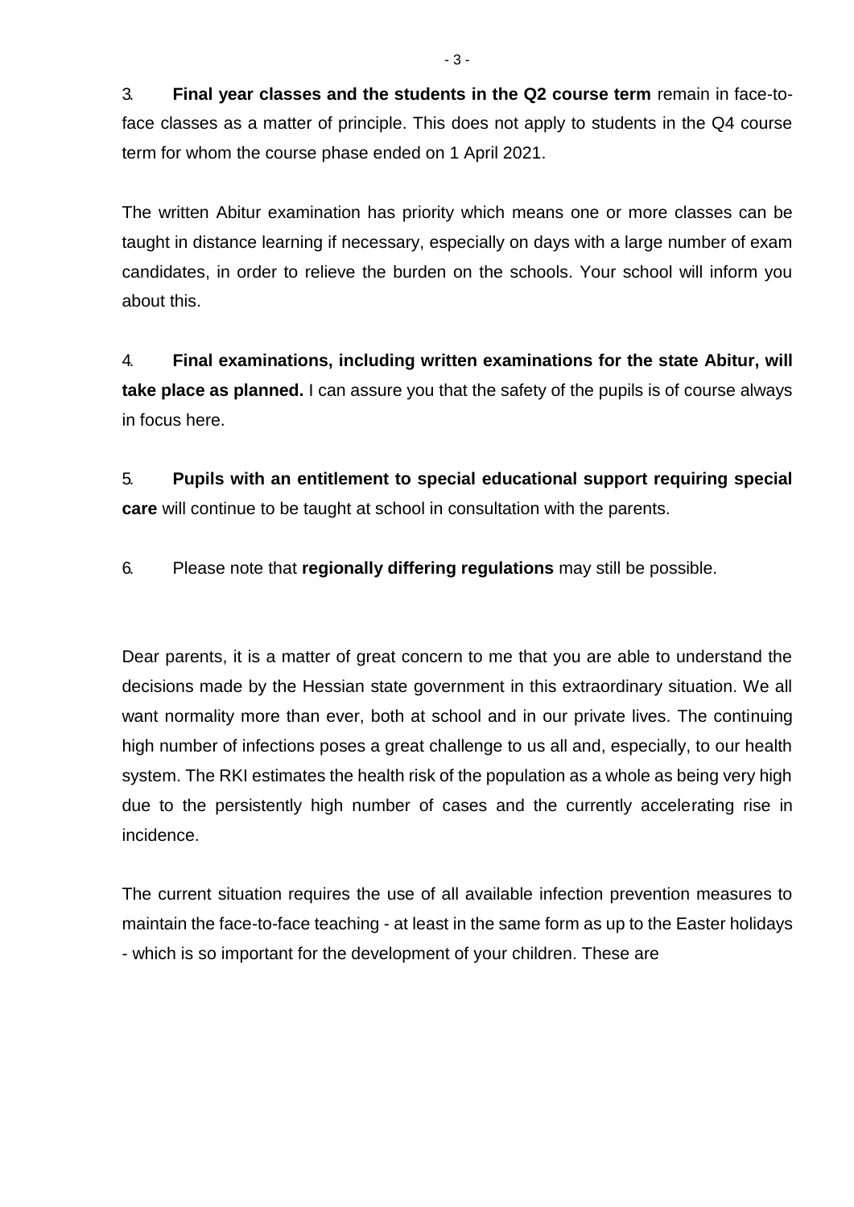3. **Final year classes and the students in the Q2 course term** remain in face-to-face classes as a matter of principle. This does not apply to students in the Q4 course term for whom the course phase ended on 1 April 2021.

The written Abitur examination has priority which means one or more classes can be taught in distance learning if necessary, especially on days with a large number of exam candidates, in order to relieve the burden on the schools. Your school will inform you about this.

4. **Final examinations, including written examinations for the state Abitur, will take place as planned.** I can assure you that the safety of the pupils is of course always in focus here.

5. **Pupils with an entitlement to special educational support requiring special care** will continue to be taught at school in consultation with the parents.

6. Please note that **regionally differing regulations** may still be possible.

Dear parents, it is a matter of great concern to me that you are able to understand the decisions made by the Hessian state government in this extraordinary situation. We all want normality more than ever, both at school and in our private lives. The continuing high number of infections poses a great challenge to us all and, especially, to our health system. The RKI estimates the health risk of the population as a whole as being very high due to the persistently high number of cases and the currently accelerating rise in incidence.

The current situation requires the use of all available infection prevention measures to maintain the face-to-face teaching - at least in the same form as up to the Easter holidays - which is so important for the development of your children. These are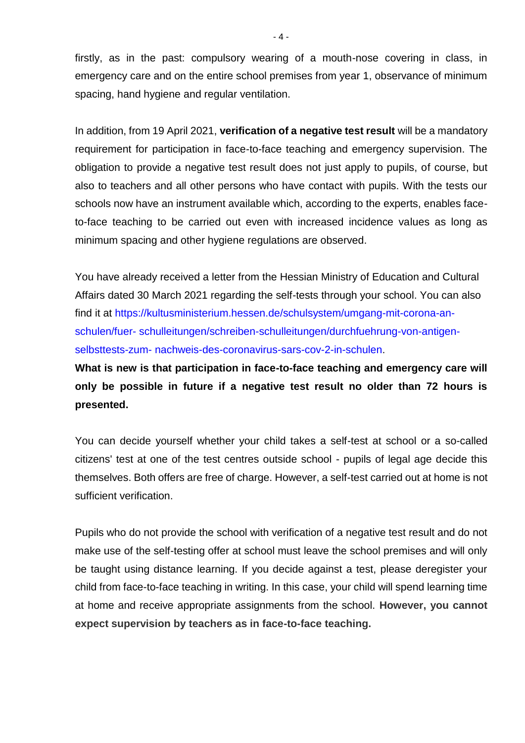firstly, as in the past: compulsory wearing of a mouth-nose covering in class, in emergency care and on the entire school premises from year 1, observance of minimum spacing, hand hygiene and regular ventilation.

In addition, from 19 April 2021, **verification of a negative test result** will be a mandatory requirement for participation in face-to-face teaching and emergency supervision. The obligation to provide a negative test result does not just apply to pupils, of course, but also to teachers and all other persons who have contact with pupils. With the tests our schools now have an instrument available which, according to the experts, enables face-to-face teaching to be carried out even with increased incidence values as long as minimum spacing and other hygiene regulations are observed.

You have already received a letter from the Hessian Ministry of Education and Cultural Affairs dated 30 March 2021 regarding the self-tests through your school. You can also find it at https://kultusministerium.hessen.de/schulsystem/umgang-mit-corona-an-schulen/fuer- schulleitungen/schreiben-schulleitungen/durchfuehrung-von-antigen-selbsttests-zum- nachweis-des-coronavirus-sars-cov-2-in-schulen.

**What is new is that participation in face-to-face teaching and emergency care will only be possible in future if a negative test result no older than 72 hours is presented.**

You can decide yourself whether your child takes a self-test at school or a so-called citizens' test at one of the test centres outside school - pupils of legal age decide this themselves. Both offers are free of charge. However, a self-test carried out at home is not sufficient verification.

Pupils who do not provide the school with verification of a negative test result and do not make use of the self-testing offer at school must leave the school premises and will only be taught using distance learning. If you decide against a test, please deregister your child from face-to-face teaching in writing. In this case, your child will spend learning time at home and receive appropriate assignments from the school. **However, you cannot expect supervision by teachers as in face-to-face teaching.**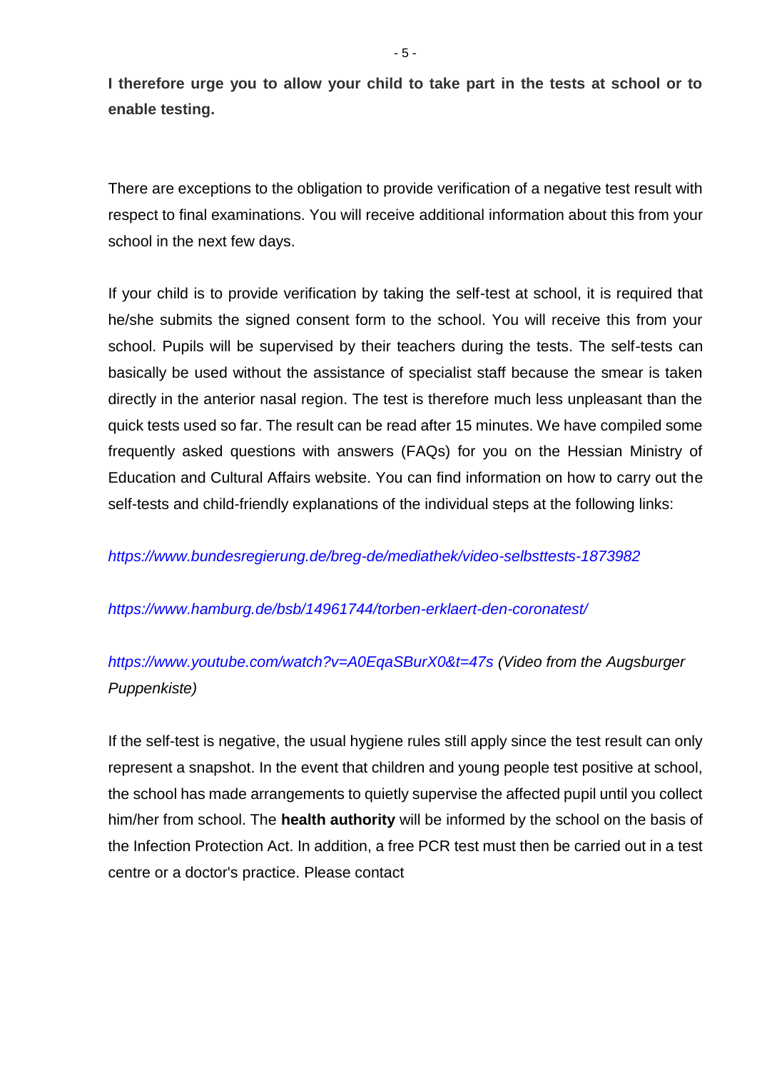**I therefore urge you to allow your child to take part in the tests at school or to enable testing.**

There are exceptions to the obligation to provide verification of a negative test result with respect to final examinations. You will receive additional information about this from your school in the next few days.

If your child is to provide verification by taking the self-test at school, it is required that he/she submits the signed consent form to the school. You will receive this from your school. Pupils will be supervised by their teachers during the tests. The self-tests can basically be used without the assistance of specialist staff because the smear is taken directly in the anterior nasal region. The test is therefore much less unpleasant than the quick tests used so far. The result can be read after 15 minutes. We have compiled some frequently asked questions with answers (FAQs) for you on the Hessian Ministry of Education and Cultural Affairs website. You can find information on how to carry out the self-tests and child-friendly explanations of the individual steps at the following links:

*https://www.bundesregierung.de/breg-de/mediathek/video-selbsttests-1873982*

*https://www.hamburg.de/bsb/14961744/torben-erklaert-den-coronatest/*

*https://www.youtube.com/watch?v=A0EqaSBurX0&t=47s (Video from the Augsburger Puppenkiste)*

If the self-test is negative, the usual hygiene rules still apply since the test result can only represent a snapshot. In the event that children and young people test positive at school, the school has made arrangements to quietly supervise the affected pupil until you collect him/her from school. The **health authority** will be informed by the school on the basis of the Infection Protection Act. In addition, a free PCR test must then be carried out in a test centre or a doctor's practice. Please contact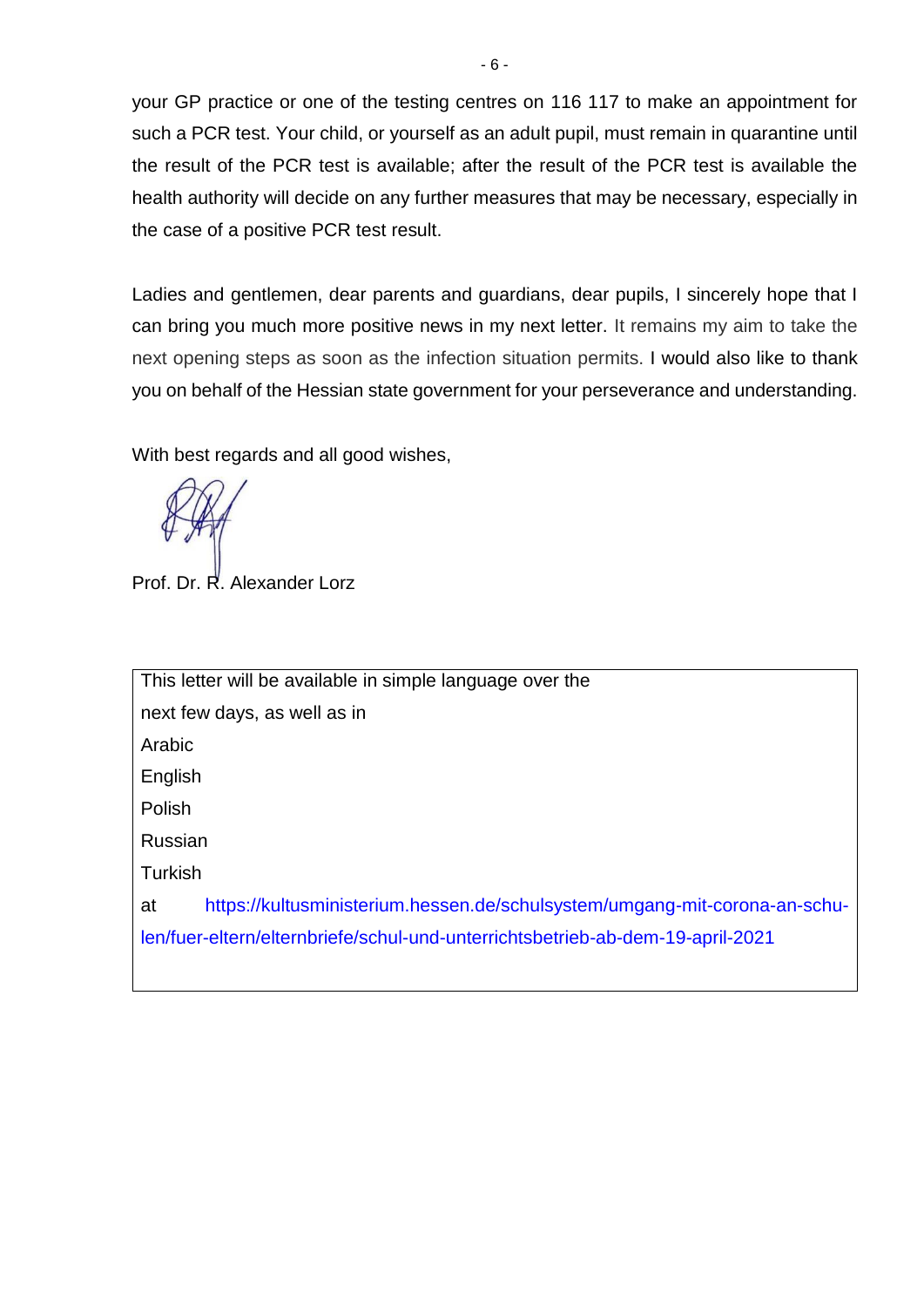your GP practice or one of the testing centres on 116 117 to make an appointment for such a PCR test. Your child, or yourself as an adult pupil, must remain in quarantine until the result of the PCR test is available; after the result of the PCR test is available the health authority will decide on any further measures that may be necessary, especially in the case of a positive PCR test result.

Ladies and gentlemen, dear parents and guardians, dear pupils, I sincerely hope that I can bring you much more positive news in my next letter. It remains my aim to take the next opening steps as soon as the infection situation permits. I would also like to thank you on behalf of the Hessian state government for your perseverance and understanding.

With best regards and all good wishes,

Prof. Dr. R. Alexander Lorz

This letter will be available in simple language over the next few days, as well as in

Arabic

English

Polish

Russian

Turkish

at https://kultusministerium.hessen.de/schulsystem/umgang-mit-corona-an-schulen/fuer-eltern/elternbriefe/schul-und-unterrichtsbetrieb-ab-dem-19-april-2021